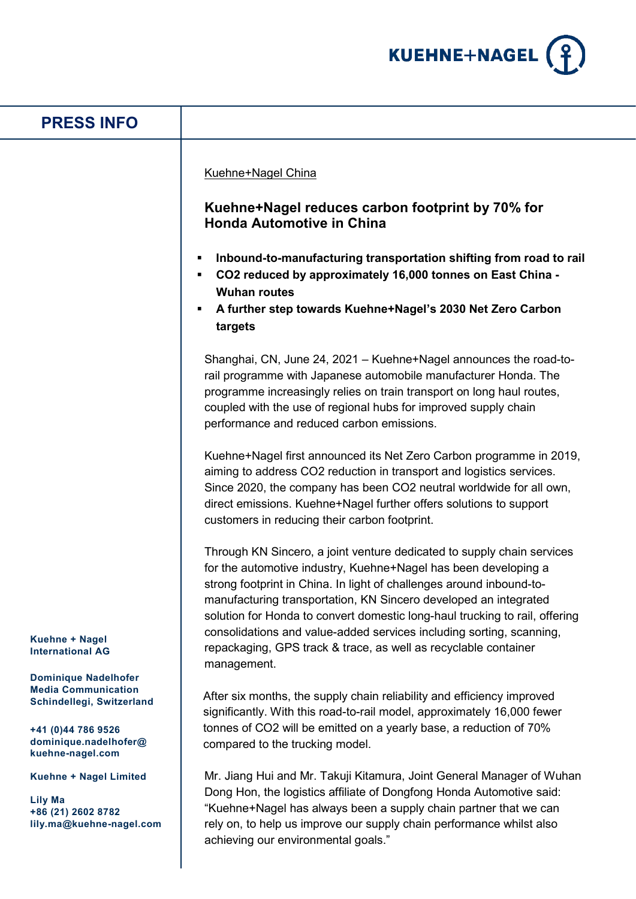# PRESS INFO

Kuehne+Nagel China

## Kuehne+Nagel reduces carbon footprint by 70% for Honda Automotive in China

- **Inbound-to-manufacturing transportation shifting from road to rail**
- **$CO_2$ reduced by approximately 16,000 tonnes on East China - Wuhan routes**
- **A further step towards Kuehne+Nagel's 2030 Net Zero Carbon targets**

Shanghai, CN, June 24, 2021 – Kuehne+Nagel announces the road-to-rail programme with Japanese automobile manufacturer Honda. The programme increasingly relies on train transport on long haul routes, coupled with the use of regional hubs for improved supply chain performance and reduced carbon emissions.

Kuehne+Nagel first announced its Net Zero Carbon programme in 2019, aiming to address $CO_2$ reduction in transport and logistics services. Since 2020, the company has been $CO_2$ neutral worldwide for all own, direct emissions. Kuehne+Nagel further offers solutions to support customers in reducing their carbon footprint.

Through KN Sincero, a joint venture dedicated to supply chain services for the automotive industry, Kuehne+Nagel has been developing a strong footprint in China. In light of challenges around inbound-to-manufacturing transportation, KN Sincero developed an integrated solution for Honda to convert domestic long-haul trucking to rail, offering consolidations and value-added services including sorting, scanning, repackaging, GPS track & trace, as well as recyclable container management.

After six months, the supply chain reliability and efficiency improved significantly. With this road-to-rail model, approximately 16,000 fewer tonnes of $CO_2$ will be emitted on a yearly base, a reduction of 70% compared to the trucking model.

Mr. Jiang Hui and Mr. Takuji Kitamura, Joint General Manager of Wuhan Dong Hon, the logistics affiliate of Dongfong Honda Automotive said: "Kuehne+Nagel has always been a supply chain partner that we can rely on, to help us improve our supply chain performance whilst also achieving our environmental goals."

**Kuehne + Nagel International AG**

**Dominique Nadelhofer**
**Media Communication**
**Schindellegi, Switzerland**

**+41 (0)44 786 9526**
**dominique.nadelhofer@kuehne-nagel.com**

**Kuehne + Nagel Limited**

**Lily Ma**
**+86 (21) 2602 8782**
**lily.ma@kuehne-nagel.com**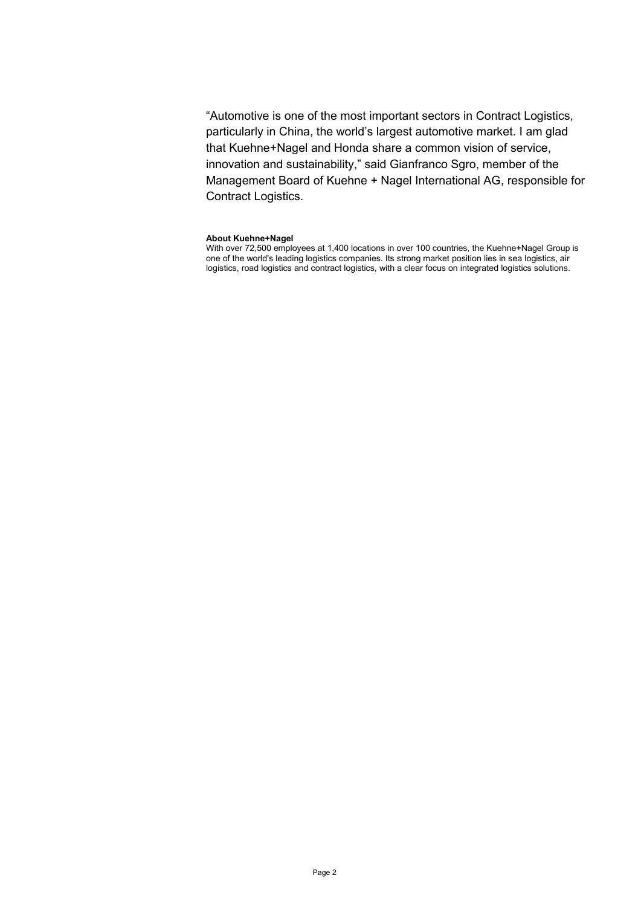"Automotive is one of the most important sectors in Contract Logistics, particularly in China, the world's largest automotive market. I am glad that Kuehne+Nagel and Honda share a common vision of service, innovation and sustainability," said Gianfranco Sgro, member of the Management Board of Kuehne + Nagel International AG, responsible for Contract Logistics.

**About Kuehne+Nagel**
With over 72,500 employees at 1,400 locations in over 100 countries, the Kuehne+Nagel Group is one of the world's leading logistics companies. Its strong market position lies in sea logistics, air logistics, road logistics and contract logistics, with a clear focus on integrated logistics solutions.